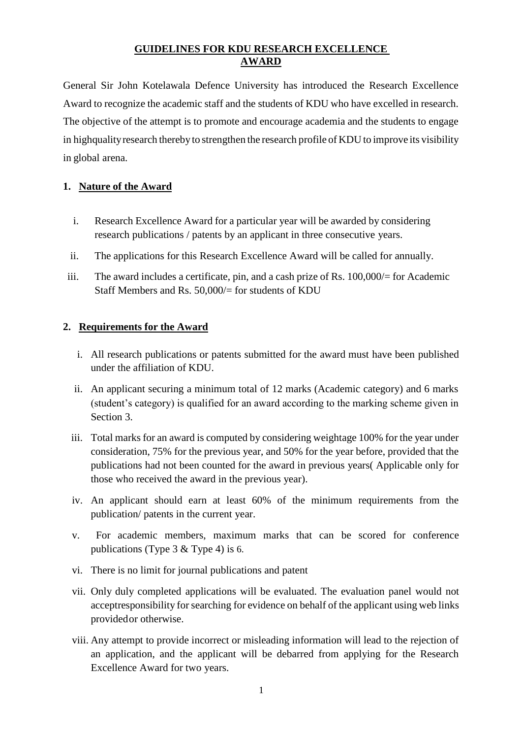# GUIDELINES FOR KDU RESEARCH EXCELLENCE AWARD

General Sir John Kotelawala Defence University has introduced the Research Excellence Award to recognize the academic staff and the students of KDU who have excelled in research. The objective of the attempt is to promote and encourage academia and the students to engage in highquality research thereby to strengthen the research profile of KDU to improve its visibility in global arena.

## 1. Nature of the Award

i. Research Excellence Award for a particular year will be awarded by considering research publications / patents by an applicant in three consecutive years.

ii. The applications for this Research Excellence Award will be called for annually.

iii. The award includes a certificate, pin, and a cash prize of Rs. 100,000/= for Academic Staff Members and Rs. 50,000/= for students of KDU

## 2. Requirements for the Award

i. All research publications or patents submitted for the award must have been published under the affiliation of KDU.

ii. An applicant securing a minimum total of 12 marks (Academic category) and 6 marks (student's category) is qualified for an award according to the marking scheme given in Section 3.

iii. Total marks for an award is computed by considering weightage 100% for the year under consideration, 75% for the previous year, and 50% for the year before, provided that the publications had not been counted for the award in previous years( Applicable only for those who received the award in the previous year).

iv. An applicant should earn at least 60% of the minimum requirements from the publication/ patents in the current year.

v. For academic members, maximum marks that can be scored for conference publications (Type 3 & Type 4) is 6.

vi. There is no limit for journal publications and patent

vii. Only duly completed applications will be evaluated. The evaluation panel would not acceptresponsibility for searching for evidence on behalf of the applicant using web links providedor otherwise.

viii. Any attempt to provide incorrect or misleading information will lead to the rejection of an application, and the applicant will be debarred from applying for the Research Excellence Award for two years.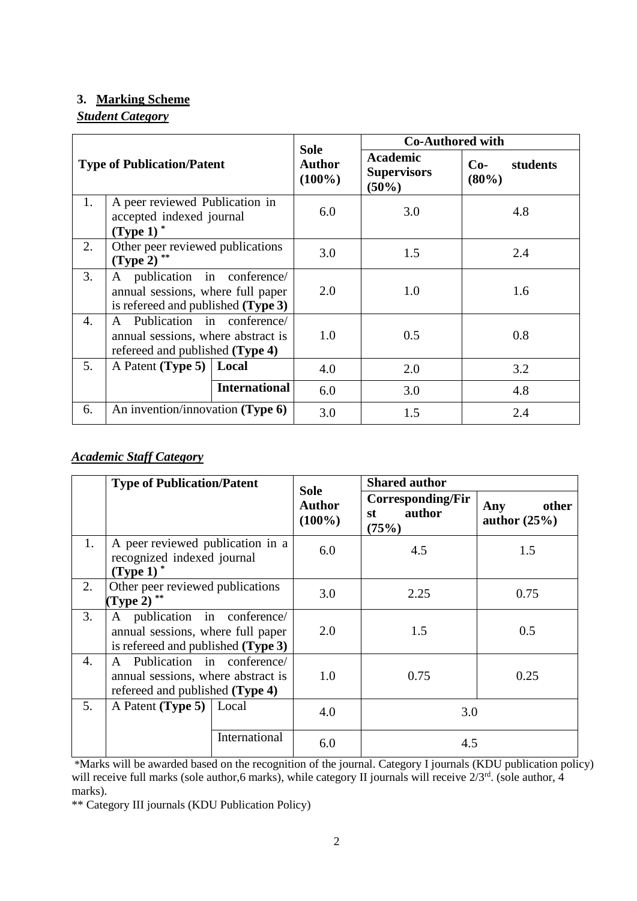## 3. Marking Scheme

***Student Category***

| Type of Publication/Patent | | | Sole Author (100%) | Co-Authored with | |
|---|---|---|---|---|---|
| | | | | Academic Supervisors (50%) | Co- students (80%) |
| 1. | A peer reviewed Publication in accepted indexed journal **(Type 1)** * | | 6.0 | 3.0 | 4.8 |
| 2. | Other peer reviewed publications **(Type 2)** ** | | 3.0 | 1.5 | 2.4 |
| 3. | A publication in conference/ annual sessions, where full paper is refereed and published **(Type 3)** | | 2.0 | 1.0 | 1.6 |
| 4. | A Publication in conference/ annual sessions, where abstract is refereed and published **(Type 4)** | | 1.0 | 0.5 | 0.8 |
| 5. | A Patent **(Type 5)** | **Local** | 4.0 | 2.0 | 3.2 |
| | | **International** | 6.0 | 3.0 | 4.8 |
| 6. | An invention/innovation **(Type 6)** | | 3.0 | 1.5 | 2.4 |

***Academic Staff Category***

| | Type of Publication/Patent | | Sole Author (100%) | Shared author | |
|---|---|---|---|---|---|
| | | | | Corresponding/First author (75%) | Any other author (25%) |
| 1. | A peer reviewed publication in a recognized indexed journal **(Type 1)** * | | 6.0 | 4.5 | 1.5 |
| 2. | Other peer reviewed publications **(Type 2)** ** | | 3.0 | 2.25 | 0.75 |
| 3. | A publication in conference/ annual sessions, where full paper is refereed and published **(Type 3)** | | 2.0 | 1.5 | 0.5 |
| 4. | A Publication in conference/ annual sessions, where abstract is refereed and published **(Type 4)** | | 1.0 | 0.75 | 0.25 |
| 5. | A Patent **(Type 5)** | Local | 4.0 | 3.0 | |
| | | International | 6.0 | 4.5 | |

*Marks will be awarded based on the recognition of the journal. Category I journals (KDU publication policy) will receive full marks (sole author,6 marks), while category II journals will receive 2/3rd. (sole author, 4 marks).

** Category III journals (KDU Publication Policy)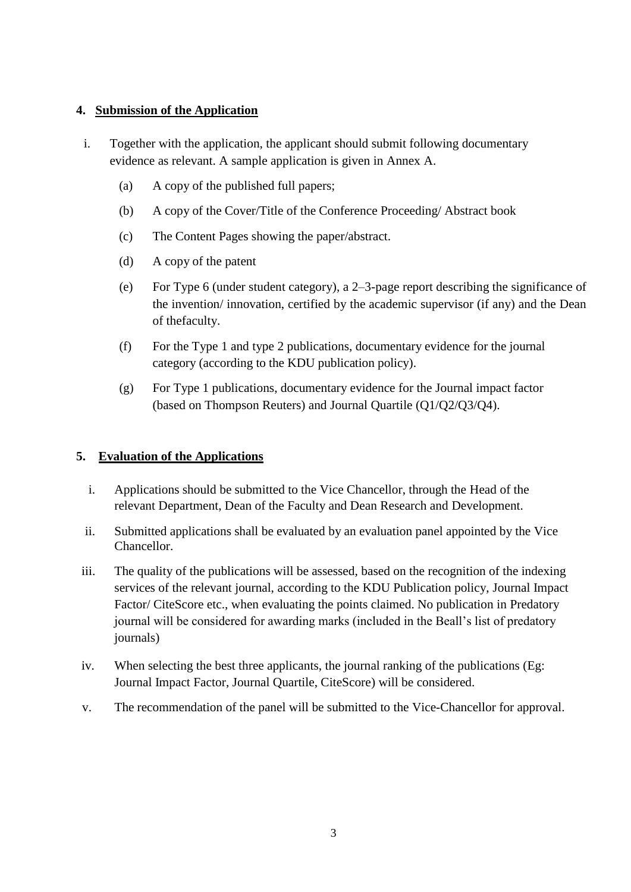## 4. Submission of the Application

i. Together with the application, the applicant should submit following documentary evidence as relevant. A sample application is given in Annex A.

   (a) A copy of the published full papers;

   (b) A copy of the Cover/Title of the Conference Proceeding/ Abstract book

   (c) The Content Pages showing the paper/abstract.

   (d) A copy of the patent

   (e) For Type 6 (under student category), a 2–3-page report describing the significance of the invention/ innovation, certified by the academic supervisor (if any) and the Dean of thefaculty.

   (f) For the Type 1 and type 2 publications, documentary evidence for the journal category (according to the KDU publication policy).

   (g) For Type 1 publications, documentary evidence for the Journal impact factor (based on Thompson Reuters) and Journal Quartile (Q1/Q2/Q3/Q4).

## 5. Evaluation of the Applications

i. Applications should be submitted to the Vice Chancellor, through the Head of the relevant Department, Dean of the Faculty and Dean Research and Development.

ii. Submitted applications shall be evaluated by an evaluation panel appointed by the Vice Chancellor.

iii. The quality of the publications will be assessed, based on the recognition of the indexing services of the relevant journal, according to the KDU Publication policy, Journal Impact Factor/ CiteScore etc., when evaluating the points claimed. No publication in Predatory journal will be considered for awarding marks (included in the Beall's list of predatory journals)

iv. When selecting the best three applicants, the journal ranking of the publications (Eg: Journal Impact Factor, Journal Quartile, CiteScore) will be considered.

v. The recommendation of the panel will be submitted to the Vice-Chancellor for approval.